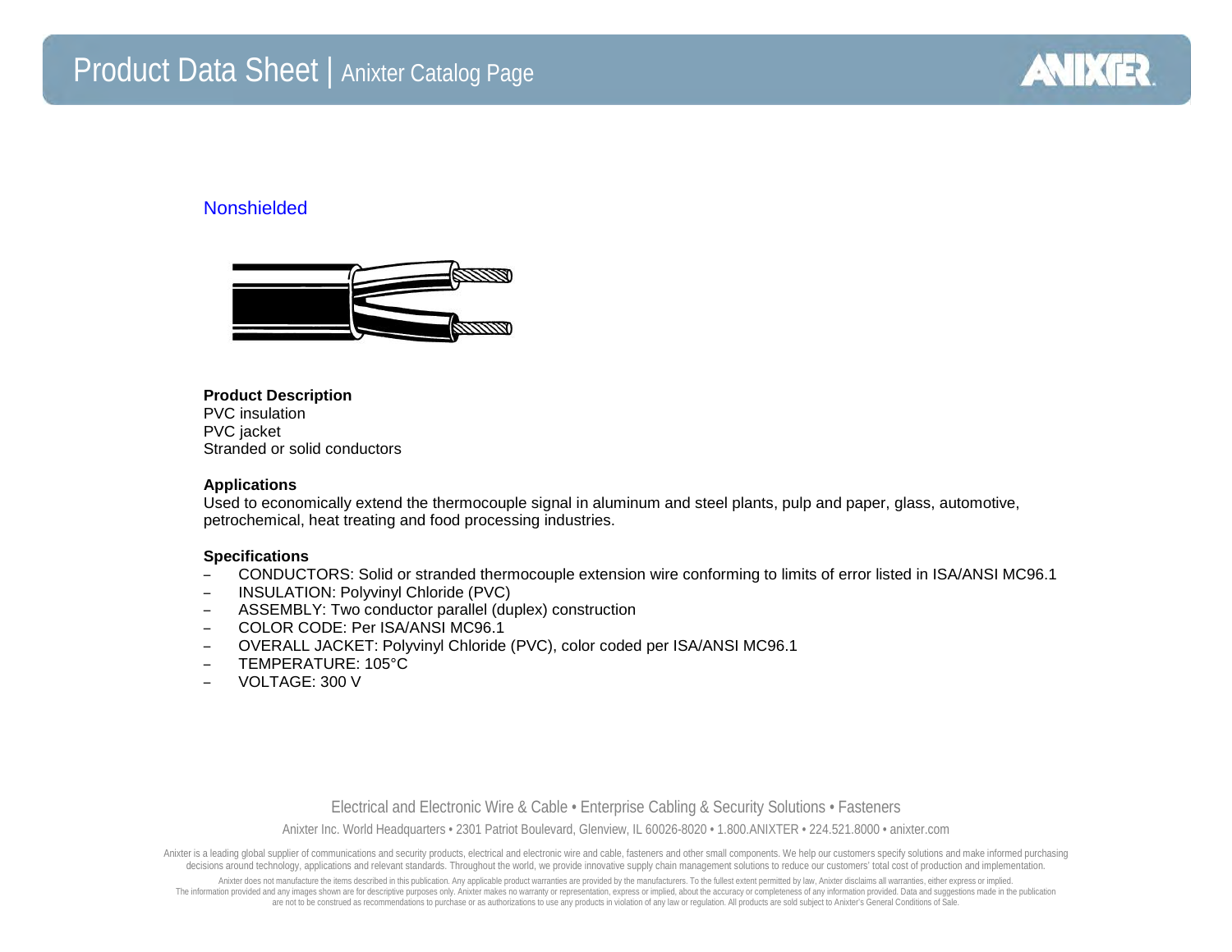# Product Data Sheet | Anixter Catalog Page

## Nonshielded

**Product Description**
PVC insulation
PVC jacket
Stranded or solid conductors

**Applications**
Used to economically extend the thermocouple signal in aluminum and steel plants, pulp and paper, glass, automotive, petrochemical, heat treating and food processing industries.

**Specifications**

- CONDUCTORS: Solid or stranded thermocouple extension wire conforming to limits of error listed in ISA/ANSI MC96.1
- INSULATION: Polyvinyl Chloride (PVC)
- ASSEMBLY: Two conductor parallel (duplex) construction
- COLOR CODE: Per ISA/ANSI MC96.1
- OVERALL JACKET: Polyvinyl Chloride (PVC), color coded per ISA/ANSI MC96.1
- TEMPERATURE: 105°C
- VOLTAGE: 300 V

Electrical and Electronic Wire & Cable • Enterprise Cabling & Security Solutions • Fasteners

Anixter Inc. World Headquarters • 2301 Patriot Boulevard, Glenview, IL 60026-8020 • 1.800.ANIXTER • 224.521.8000 • anixter.com

Anixter is a leading global supplier of communications and security products, electrical and electronic wire and cable, fasteners and other small components. We help our customers specify solutions and make informed purchasing decisions around technology, applications and relevant standards. Throughout the world, we provide innovative supply chain management solutions to reduce our customers' total cost of production and implementation.

Anixter does not manufacture the items described in this publication. Any applicable product warranties are provided by the manufacturers. To the fullest extent permitted by law, Anixter disclaims all warranties, either express or implied. The information provided and any images shown are for descriptive purposes only. Anixter makes no warranty or representation, express or implied, about the accuracy or completeness of any information provided. Data and suggestions made in the publication are not to be construed as recommendations to purchase or as authorizations to use any products in violation of any law or regulation. All products are sold subject to Anixter's General Conditions of Sale.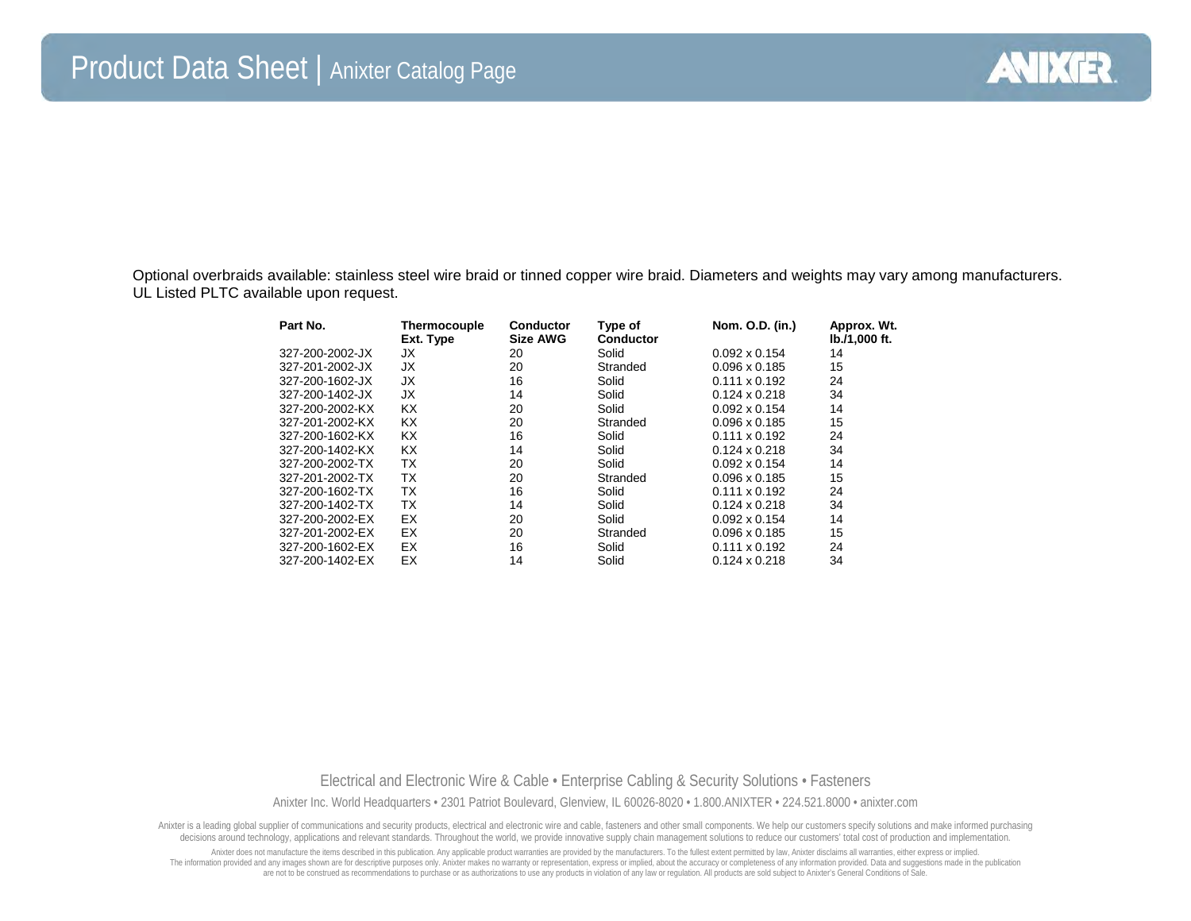Optional overbraids available: stainless steel wire braid or tinned copper wire braid. Diameters and weights may vary among manufacturers. UL Listed PLTC available upon request.

| Part No. | Thermocouple Ext. Type | Conductor Size AWG | Type of Conductor | Nom. O.D. (in.) | Approx. Wt. lb./1,000 ft. |
|---|---|---|---|---|---|
| 327-200-2002-JX | JX | 20 | Solid | 0.092 x 0.154 | 14 |
| 327-201-2002-JX | JX | 20 | Stranded | 0.096 x 0.185 | 15 |
| 327-200-1602-JX | JX | 16 | Solid | 0.111 x 0.192 | 24 |
| 327-200-1402-JX | JX | 14 | Solid | 0.124 x 0.218 | 34 |
| 327-200-2002-KX | KX | 20 | Solid | 0.092 x 0.154 | 14 |
| 327-201-2002-KX | KX | 20 | Stranded | 0.096 x 0.185 | 15 |
| 327-200-1602-KX | KX | 16 | Solid | 0.111 x 0.192 | 24 |
| 327-200-1402-KX | KX | 14 | Solid | 0.124 x 0.218 | 34 |
| 327-200-2002-TX | TX | 20 | Solid | 0.092 x 0.154 | 14 |
| 327-201-2002-TX | TX | 20 | Stranded | 0.096 x 0.185 | 15 |
| 327-200-1602-TX | TX | 16 | Solid | 0.111 x 0.192 | 24 |
| 327-200-1402-TX | TX | 14 | Solid | 0.124 x 0.218 | 34 |
| 327-200-2002-EX | EX | 20 | Solid | 0.092 x 0.154 | 14 |
| 327-201-2002-EX | EX | 20 | Stranded | 0.096 x 0.185 | 15 |
| 327-200-1602-EX | EX | 16 | Solid | 0.111 x 0.192 | 24 |
| 327-200-1402-EX | EX | 14 | Solid | 0.124 x 0.218 | 34 |

Electrical and Electronic Wire & Cable • Enterprise Cabling & Security Solutions • Fasteners

Anixter Inc. World Headquarters • 2301 Patriot Boulevard, Glenview, IL 60026-8020 • 1.800.ANIXTER • 224.521.8000 • anixter.com

Anixter is a leading global supplier of communications and security products, electrical and electronic wire and cable, fasteners and other small components. We help our customers specify solutions and make informed purchasing decisions around technology, applications and relevant standards. Throughout the world, we provide innovative supply chain management solutions to reduce our customers' total cost of production and implementation.

Anixter does not manufacture the items described in this publication. Any applicable product warranties are provided by the manufacturers. To the fullest extent permitted by law, Anixter disclaims all warranties, either express or implied. The information provided and any images shown are for descriptive purposes only. Anixter makes no warranty or representation, express or implied, about the accuracy or completeness of any information provided. Data and suggestions made in the publication are not to be construed as recommendations to purchase or as authorizations to use any products in violation of any law or regulation. All products are sold subject to Anixter's General Conditions of Sale.